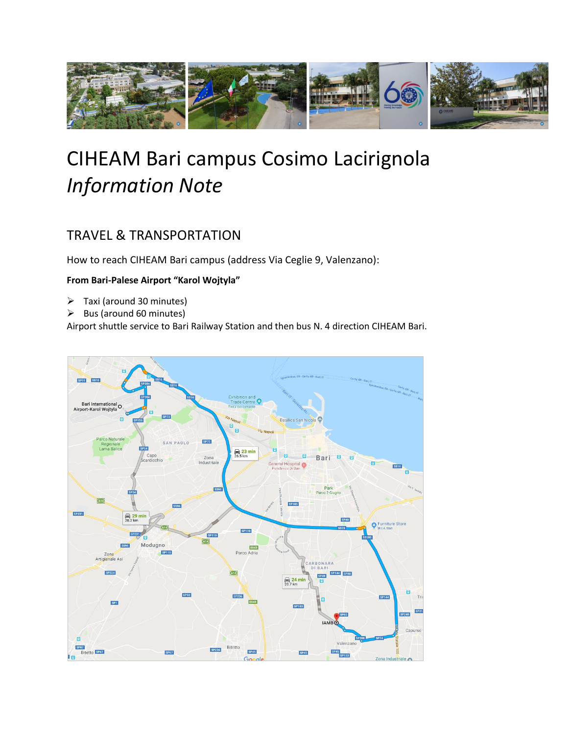# CIHEAM Bari campus Cosimo Lacirignola

*Information Note*

## TRAVEL & TRANSPORTATION

How to reach CIHEAM Bari campus (address Via Ceglie 9, Valenzano):

**From Bari-Palese Airport "Karol Wojtyla"**

- Taxi (around 30 minutes)
- Bus (around 60 minutes)

Airport shuttle service to Bari Railway Station and then bus N. 4 direction CIHEAM Bari.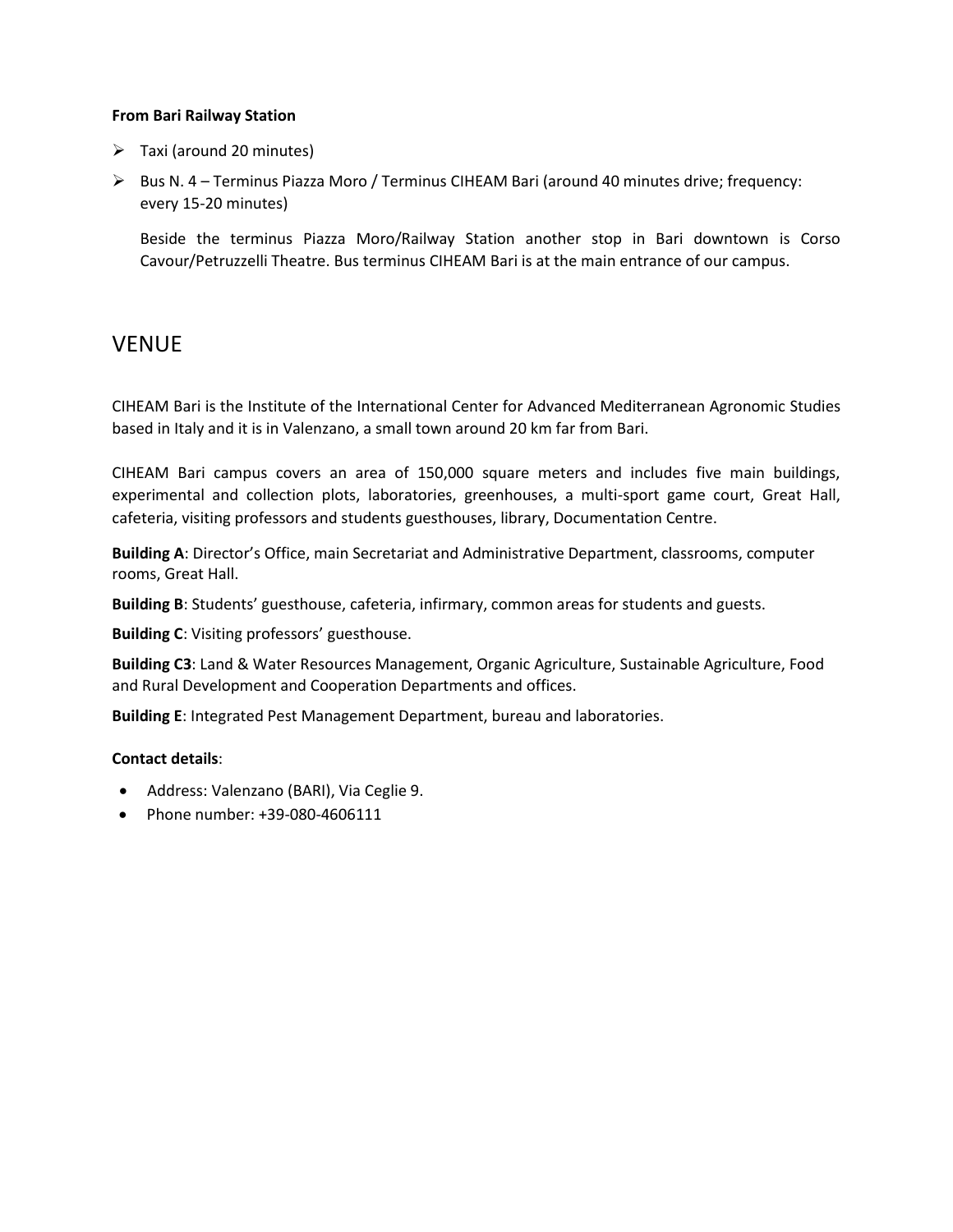**From Bari Railway Station**

- Taxi (around 20 minutes)
- Bus N. 4 – Terminus Piazza Moro / Terminus CIHEAM Bari (around 40 minutes drive; frequency: every 15-20 minutes)

  Beside the terminus Piazza Moro/Railway Station another stop in Bari downtown is Corso Cavour/Petruzzelli Theatre. Bus terminus CIHEAM Bari is at the main entrance of our campus.

# VENUE

CIHEAM Bari is the Institute of the International Center for Advanced Mediterranean Agronomic Studies based in Italy and it is in Valenzano, a small town around 20 km far from Bari.

CIHEAM Bari campus covers an area of 150,000 square meters and includes five main buildings, experimental and collection plots, laboratories, greenhouses, a multi-sport game court, Great Hall, cafeteria, visiting professors and students guesthouses, library, Documentation Centre.

**Building A**: Director's Office, main Secretariat and Administrative Department, classrooms, computer rooms, Great Hall.

**Building B**: Students' guesthouse, cafeteria, infirmary, common areas for students and guests.

**Building C**: Visiting professors' guesthouse.

**Building C3**: Land & Water Resources Management, Organic Agriculture, Sustainable Agriculture, Food and Rural Development and Cooperation Departments and offices.

**Building E**: Integrated Pest Management Department, bureau and laboratories.

**Contact details**:

- Address: Valenzano (BARI), Via Ceglie 9.
- Phone number: +39-080-4606111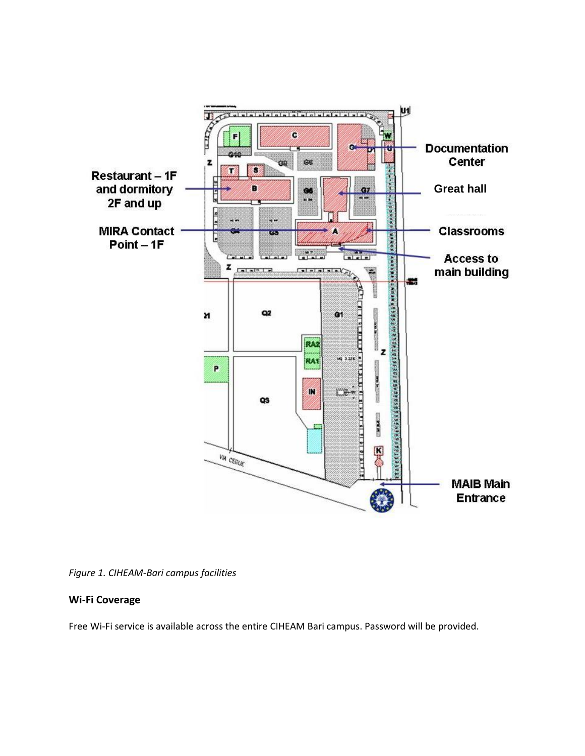*Figure 1. CIHEAM-Bari campus facilities*

**Wi-Fi Coverage**

Free Wi-Fi service is available across the entire CIHEAM Bari campus. Password will be provided.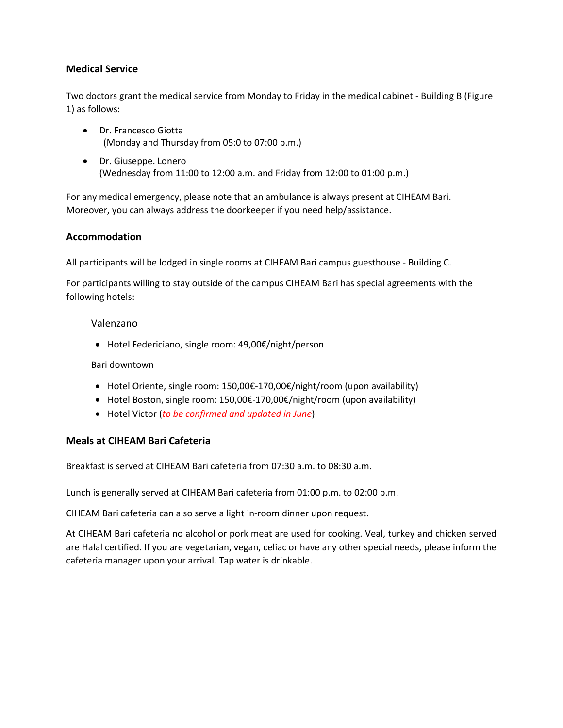## Medical Service

Two doctors grant the medical service from Monday to Friday in the medical cabinet - Building B (Figure 1) as follows:

- Dr. Francesco Giotta
  (Monday and Thursday from 05:0 to 07:00 p.m.)
- Dr. Giuseppe. Lonero
  (Wednesday from 11:00 to 12:00 a.m. and Friday from 12:00 to 01:00 p.m.)

For any medical emergency, please note that an ambulance is always present at CIHEAM Bari. Moreover, you can always address the doorkeeper if you need help/assistance.

## Accommodation

All participants will be lodged in single rooms at CIHEAM Bari campus guesthouse - Building C.

For participants willing to stay outside of the campus CIHEAM Bari has special agreements with the following hotels:

Valenzano

- Hotel Federiciano, single room: 49,00€/night/person

Bari downtown

- Hotel Oriente, single room: 150,00€-170,00€/night/room (upon availability)
- Hotel Boston, single room: 150,00€-170,00€/night/room (upon availability)
- Hotel Victor (*to be confirmed and updated in June*)

## Meals at CIHEAM Bari Cafeteria

Breakfast is served at CIHEAM Bari cafeteria from 07:30 a.m. to 08:30 a.m.

Lunch is generally served at CIHEAM Bari cafeteria from 01:00 p.m. to 02:00 p.m.

CIHEAM Bari cafeteria can also serve a light in-room dinner upon request.

At CIHEAM Bari cafeteria no alcohol or pork meat are used for cooking. Veal, turkey and chicken served are Halal certified. If you are vegetarian, vegan, celiac or have any other special needs, please inform the cafeteria manager upon your arrival. Tap water is drinkable.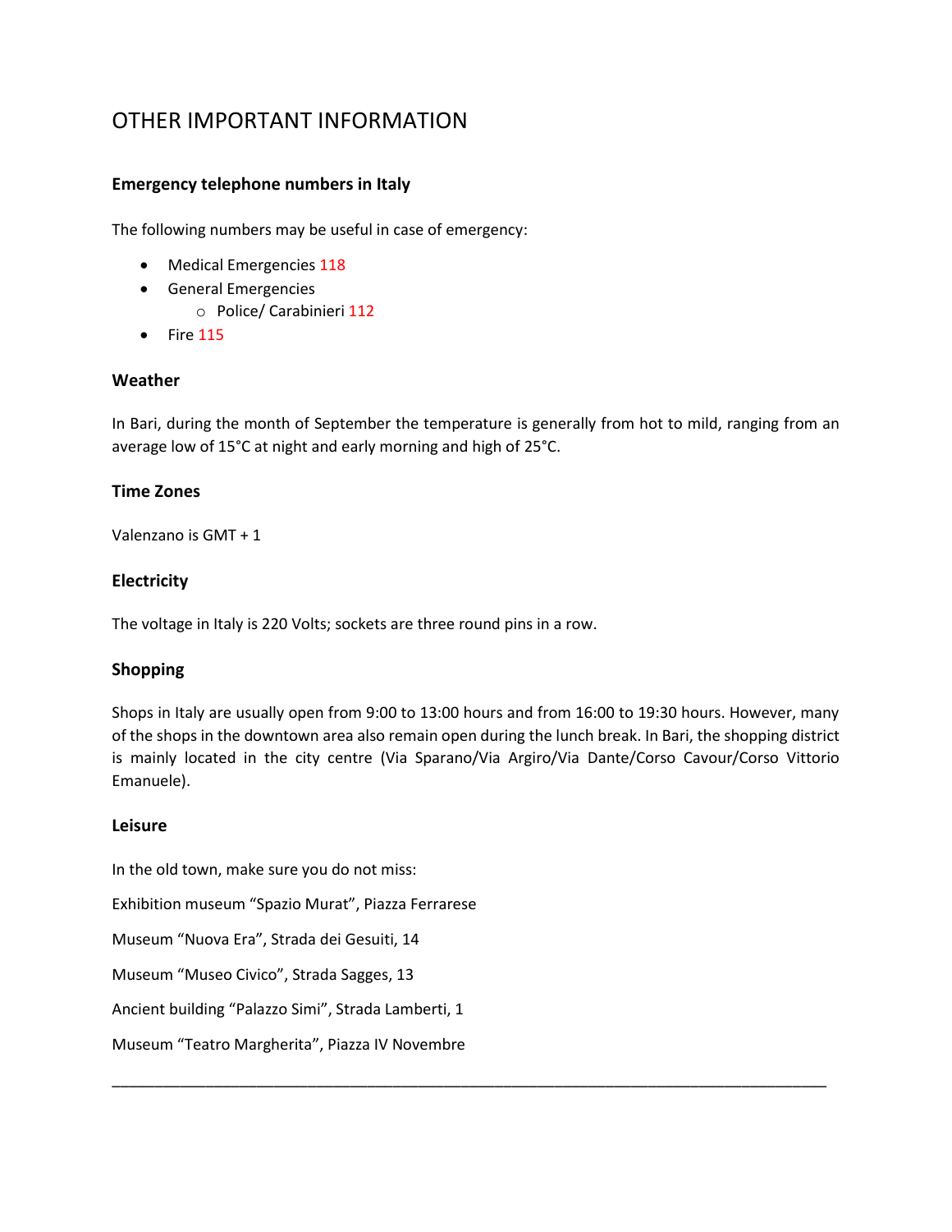# OTHER IMPORTANT INFORMATION

### Emergency telephone numbers in Italy

The following numbers may be useful in case of emergency:

- Medical Emergencies 118
- General Emergencies
    - Police/ Carabinieri 112
- Fire 115

### Weather

In Bari, during the month of September the temperature is generally from hot to mild, ranging from an average low of 15°C at night and early morning and high of 25°C.

### Time Zones

Valenzano is GMT + 1

### Electricity

The voltage in Italy is 220 Volts; sockets are three round pins in a row.

### Shopping

Shops in Italy are usually open from 9:00 to 13:00 hours and from 16:00 to 19:30 hours. However, many of the shops in the downtown area also remain open during the lunch break. In Bari, the shopping district is mainly located in the city centre (Via Sparano/Via Argiro/Via Dante/Corso Cavour/Corso Vittorio Emanuele).

### Leisure

In the old town, make sure you do not miss:

Exhibition museum "Spazio Murat", Piazza Ferrarese

Museum "Nuova Era", Strada dei Gesuiti, 14

Museum "Museo Civico", Strada Sagges, 13

Ancient building "Palazzo Simi", Strada Lamberti, 1

Museum "Teatro Margherita", Piazza IV Novembre

---